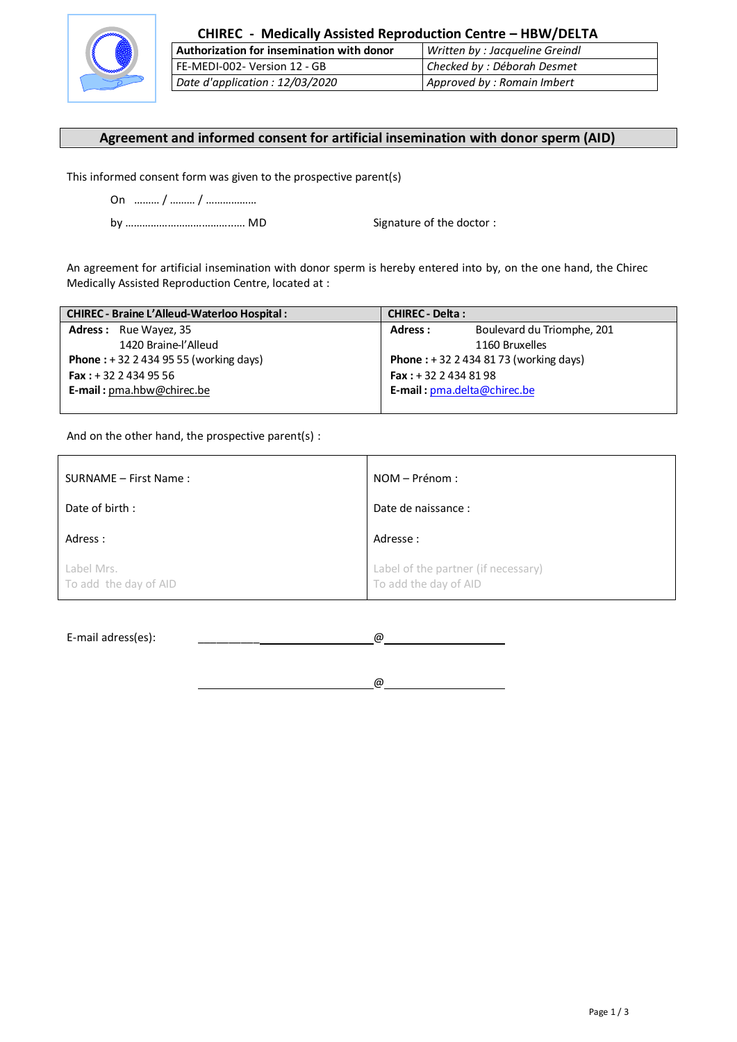# CHIREC - Medically Assisted Reproduction Centre – HBW/DELTA

| Authorization for insemination with donor | *Written by : Jacqueline Greindl* |
|---|---|
| FE-MEDI-002- Version 12 - GB | *Checked by : Déborah Desmet* |
| *Date d'application : 12/03/2020* | *Approved by : Romain Imbert* |

## Agreement and informed consent for artificial insemination with donor sperm (AID)

This informed consent form was given to the prospective parent(s)

On ……… / ……… / ………………

by ………………………………….…. MD Signature of the doctor :

An agreement for artificial insemination with donor sperm is hereby entered into by, on the one hand, the Chirec Medically Assisted Reproduction Centre, located at :

| CHIREC - Braine L'Alleud-Waterloo Hospital : | CHIREC - Delta : |
|---|---|
| **Adress :** Rue Wayez, 35<br>1420 Braine-l'Alleud | **Adress :** Boulevard du Triomphe, 201<br>1160 Bruxelles |
| **Phone :** + 32 2 434 95 55 (working days) | **Phone :** + 32 2 434 81 73 (working days) |
| **Fax :** + 32 2 434 95 56 | **Fax :** + 32 2 434 81 98 |
| **E-mail :** pma.hbw@chirec.be | **E-mail :** pma.delta@chirec.be |

And on the other hand, the prospective parent(s) :

| | |
|---|---|
| SURNAME – First Name : | NOM – Prénom : |
| Date of birth : | Date de naissance : |
| Adress : | Adresse : |
| Label Mrs.<br>To add the day of AID | Label of the partner (if necessary)<br>To add the day of AID |

E-mail adress(es): ______________________________@____________________

______________________________@____________________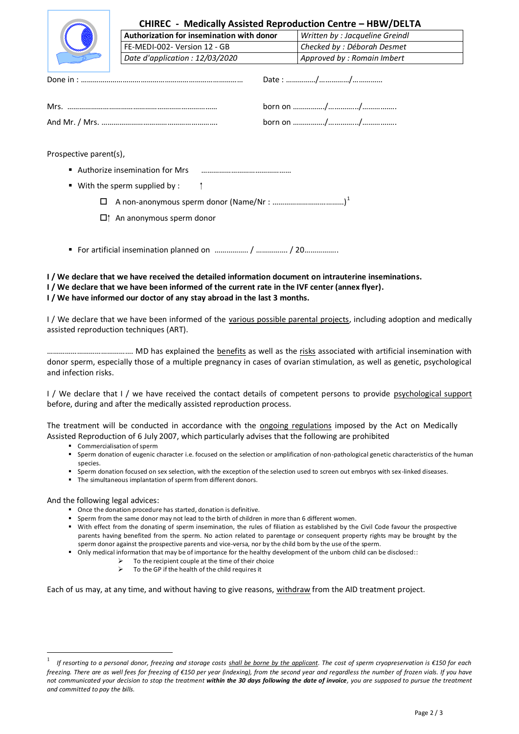## CHIREC - Medically Assisted Reproduction Centre – HBW/DELTA

| Authorization for insemination with donor | Written by : Jacqueline Greindl |
| --- | --- |
| FE-MEDI-002- Version 12 - GB | Checked by : Déborah Desmet |
| Date d'application : 12/03/2020 | Approved by : Romain Imbert |

Done in : ………………………………………………………………………… Date : ……………/……………/……………

Mrs. ……………………………………………………………… born on ……………/…………../………………

And Mr. / Mrs. ………………………………………………… born on ……………/…………../………………

Prospective parent(s),

- Authorize insemination for Mrs ………………………………………
- With the sperm supplied by :
    - ☐ A non-anonymous sperm donor (Name/Nr : ………………………………)[1]
    - ☐ An anonymous sperm donor
- For artificial insemination planned on …………….. / …………… / 20……………..

**I / We declare that we have received the detailed information document on intrauterine inseminations.**
**I / We declare that we have been informed of the current rate in the IVF center (annex flyer).**
**I / We have informed our doctor of any stay abroad in the last 3 months.**

I / We declare that we have been informed of the various possible parental projects, including adoption and medically assisted reproduction techniques (ART).

…………………………………… MD has explained the benefits as well as the risks associated with artificial insemination with donor sperm, especially those of a multiple pregnancy in cases of ovarian stimulation, as well as genetic, psychological and infection risks.

I / We declare that I / we have received the contact details of competent persons to provide psychological support before, during and after the medically assisted reproduction process.

The treatment will be conducted in accordance with the ongoing regulations imposed by the Act on Medically Assisted Reproduction of 6 July 2007, which particularly advises that the following are prohibited

- Commercialisation of sperm
- Sperm donation of eugenic character i.e. focused on the selection or amplification of non-pathological genetic characteristics of the human species.
- Sperm donation focused on sex selection, with the exception of the selection used to screen out embryos with sex-linked diseases.
- The simultaneous implantation of sperm from different donors.

And the following legal advices:

- Once the donation procedure has started, donation is definitive.
- Sperm from the same donor may not lead to the birth of children in more than 6 different women.
- With effect from the donating of sperm insemination, the rules of filiation as established by the Civil Code favour the prospective parents having benefited from the sperm. No action related to parentage or consequent property rights may be brought by the sperm donor against the prospective parents and vice-versa, nor by the child born by the use of the sperm.
- Only medical information that may be of importance for the healthy development of the unborn child can be disclosed::
    - To the recipient couple at the time of their choice
    - To the GP if the health of the child requires it

Each of us may, at any time, and without having to give reasons, withdraw from the AID treatment project.

---

[1] *If resorting to a personal donor, freezing and storage costs shall be borne by the applicant. The cost of sperm cryopreservation is €150 for each freezing. There are as well fees for freezing of €150 per year (indexing), from the second year and regardless the number of frozen vials. If you have not communicated your decision to stop the treatment **within the 30 days following the date of invoice**, you are supposed to pursue the treatment and committed to pay the bills.*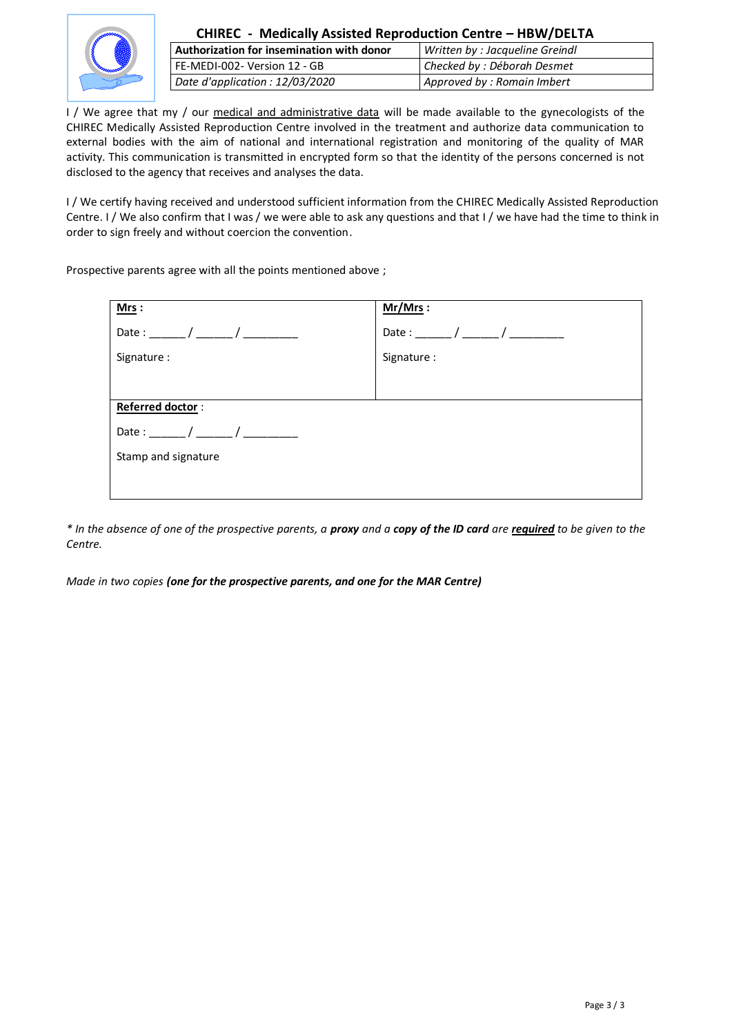I / We agree that my / our medical and administrative data will be made available to the gynecologists of the CHIREC Medically Assisted Reproduction Centre involved in the treatment and authorize data communication to external bodies with the aim of national and international registration and monitoring of the quality of MAR activity. This communication is transmitted in encrypted form so that the identity of the persons concerned is not disclosed to the agency that receives and analyses the data.

I / We certify having received and understood sufficient information from the CHIREC Medically Assisted Reproduction Centre. I / We also confirm that I was / we were able to ask any questions and that I / we have had the time to think in order to sign freely and without coercion the convention.

Prospective parents agree with all the points mentioned above ;

| | |
|---|---|
| **Mrs** :<br>Date : ______ / ______ / _________<br>Signature : | **Mr/Mrs** :<br>Date : ______ / ______ / _________<br>Signature : |
| **Referred doctor** :<br>Date : ______ / ______ / _________<br>Stamp and signature | |

*\* In the absence of one of the prospective parents, a **proxy** and a **copy of the ID card** are **required** to be given to the Centre.*

*Made in two copies **(one for the prospective parents, and one for the MAR Centre)***